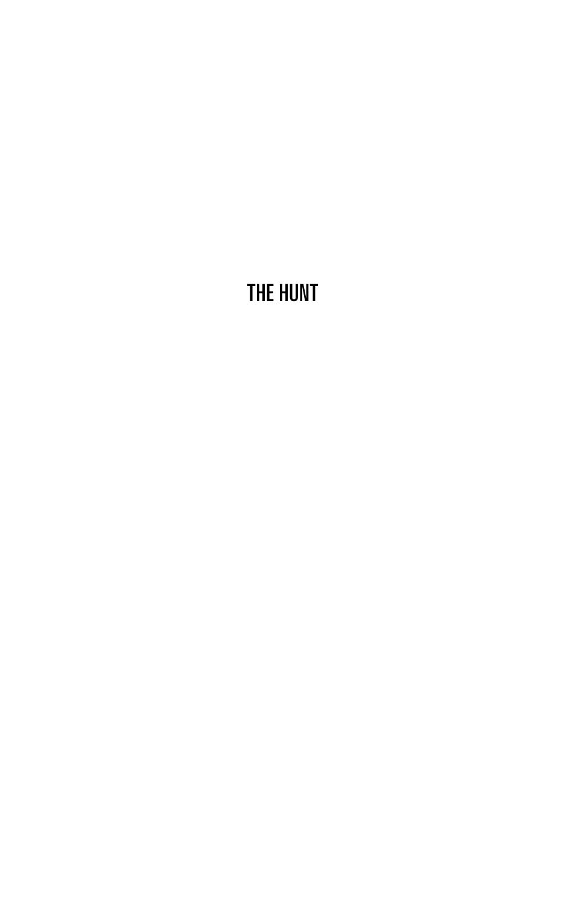# THE HUNT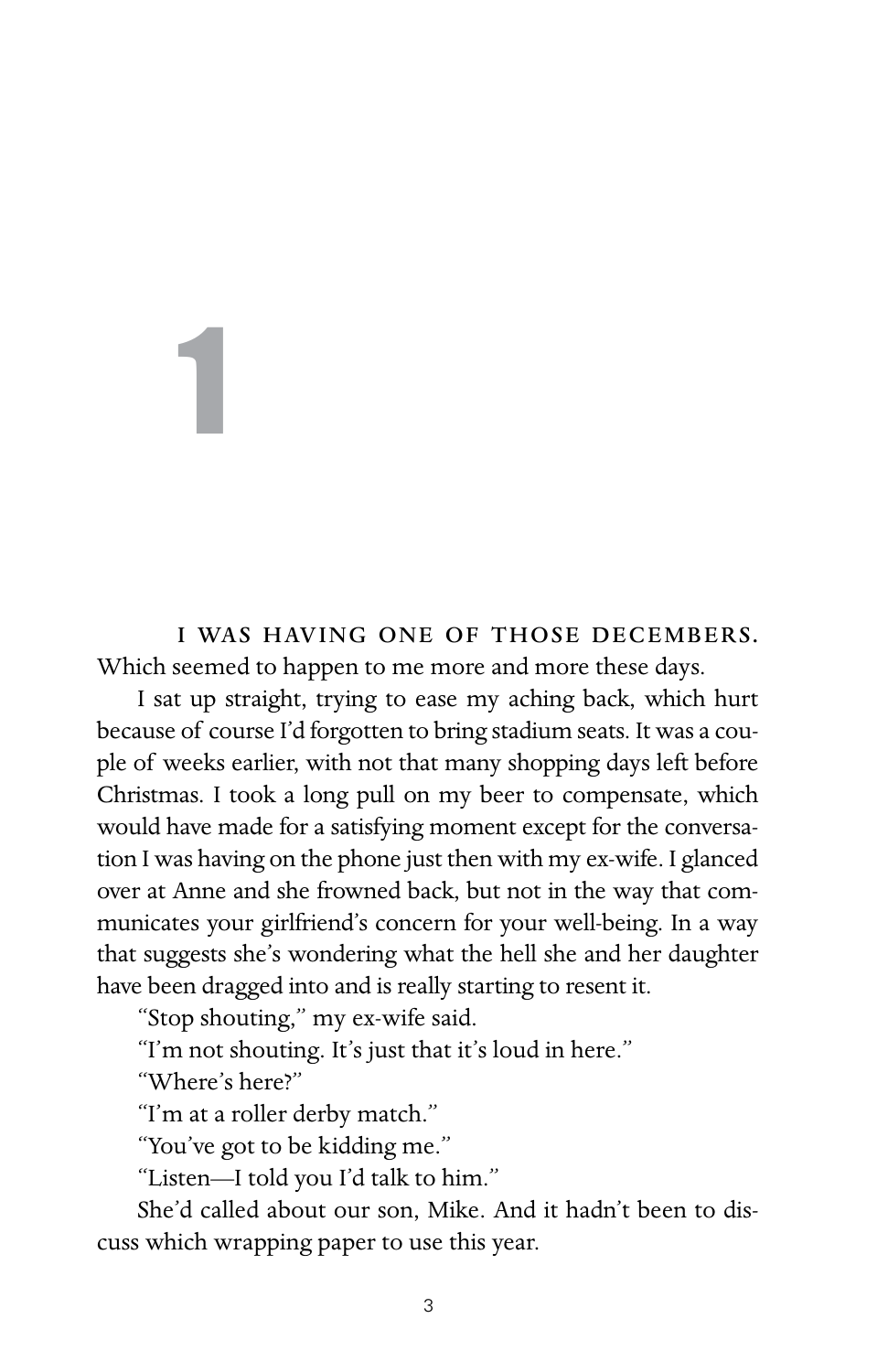# 1

I WAS HAVING ONE OF THOSE DECEMBERS. Which seemed to happen to me more and more these days.

I sat up straight, trying to ease my aching back, which hurt because of course I'd forgotten to bring stadium seats. It was a couple of weeks earlier, with not that many shopping days left before Christmas. I took a long pull on my beer to compensate, which would have made for a satisfying moment except for the conversation I was having on the phone just then with my ex-wife. I glanced over at Anne and she frowned back, but not in the way that communicates your girlfriend's concern for your well-being. In a way that suggests she's wondering what the hell she and her daughter have been dragged into and is really starting to resent it.

"Stop shouting," my ex-wife said.

"I'm not shouting. It's just that it's loud in here."

"Where's here?"

"I'm at a roller derby match."

"You've got to be kidding me."

"Listen—I told you I'd talk to him."

She'd called about our son, Mike. And it hadn't been to discuss which wrapping paper to use this year.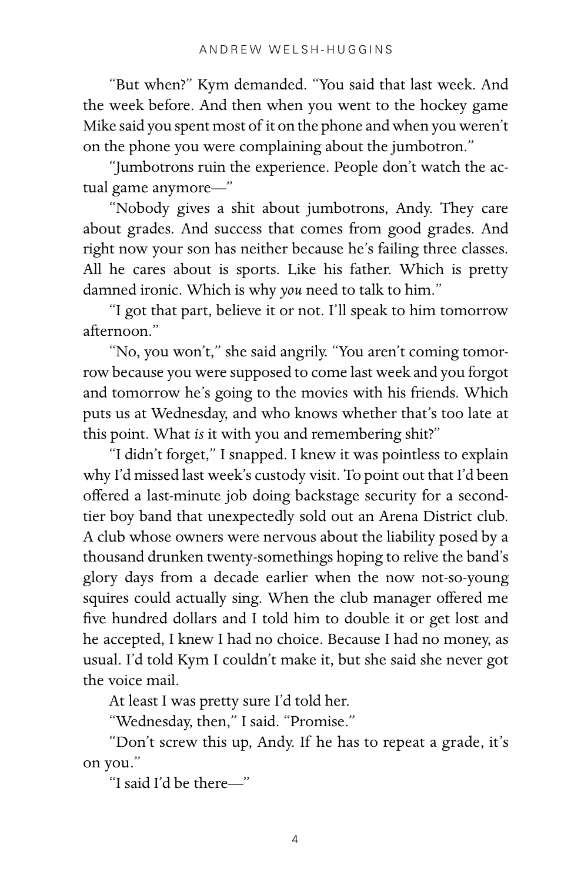"But when?" Kym demanded. "You said that last week. And the week before. And then when you went to the hockey game Mike said you spent most of it on the phone and when you weren't on the phone you were complaining about the jumbotron."

"Jumbotrons ruin the experience. People don't watch the actual game anymore—"

"Nobody gives a shit about jumbotrons, Andy. They care about grades. And success that comes from good grades. And right now your son has neither because he's failing three classes. All he cares about is sports. Like his father. Which is pretty damned ironic. Which is why *you* need to talk to him."

"I got that part, believe it or not. I'll speak to him tomorrow afternoon."

"No, you won't," she said angrily. "You aren't coming tomorrow because you were supposed to come last week and you forgot and tomorrow he's going to the movies with his friends. Which puts us at Wednesday, and who knows whether that's too late at this point. What *is* it with you and remembering shit?"

"I didn't forget," I snapped. I knew it was pointless to explain why I'd missed last week's custody visit. To point out that I'd been offered a last-minute job doing backstage security for a second-tier boy band that unexpectedly sold out an Arena District club. A club whose owners were nervous about the liability posed by a thousand drunken twenty-somethings hoping to relive the band's glory days from a decade earlier when the now not-so-young squires could actually sing. When the club manager offered me five hundred dollars and I told him to double it or get lost and he accepted, I knew I had no choice. Because I had no money, as usual. I'd told Kym I couldn't make it, but she said she never got the voice mail.

At least I was pretty sure I'd told her.

"Wednesday, then," I said. "Promise."

"Don't screw this up, Andy. If he has to repeat a grade, it's on you."

"I said I'd be there—"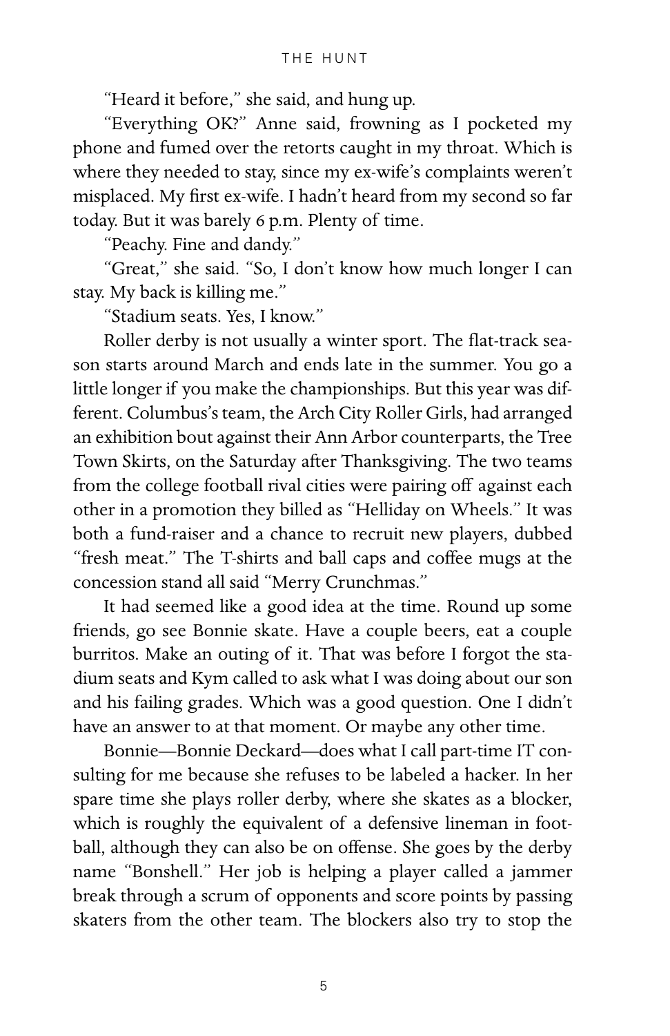"Heard it before," she said, and hung up.

"Everything OK?" Anne said, frowning as I pocketed my phone and fumed over the retorts caught in my throat. Which is where they needed to stay, since my ex-wife's complaints weren't misplaced. My first ex-wife. I hadn't heard from my second so far today. But it was barely 6 p.m. Plenty of time.

"Peachy. Fine and dandy."

"Great," she said. "So, I don't know how much longer I can stay. My back is killing me."

"Stadium seats. Yes, I know."

Roller derby is not usually a winter sport. The flat-track season starts around March and ends late in the summer. You go a little longer if you make the championships. But this year was different. Columbus's team, the Arch City Roller Girls, had arranged an exhibition bout against their Ann Arbor counterparts, the Tree Town Skirts, on the Saturday after Thanksgiving. The two teams from the college football rival cities were pairing off against each other in a promotion they billed as "Helliday on Wheels." It was both a fund-raiser and a chance to recruit new players, dubbed "fresh meat." The T-shirts and ball caps and coffee mugs at the concession stand all said "Merry Crunchmas."

It had seemed like a good idea at the time. Round up some friends, go see Bonnie skate. Have a couple beers, eat a couple burritos. Make an outing of it. That was before I forgot the stadium seats and Kym called to ask what I was doing about our son and his failing grades. Which was a good question. One I didn't have an answer to at that moment. Or maybe any other time.

Bonnie—Bonnie Deckard—does what I call part-time IT consulting for me because she refuses to be labeled a hacker. In her spare time she plays roller derby, where she skates as a blocker, which is roughly the equivalent of a defensive lineman in football, although they can also be on offense. She goes by the derby name "Bonshell." Her job is helping a player called a jammer break through a scrum of opponents and score points by passing skaters from the other team. The blockers also try to stop the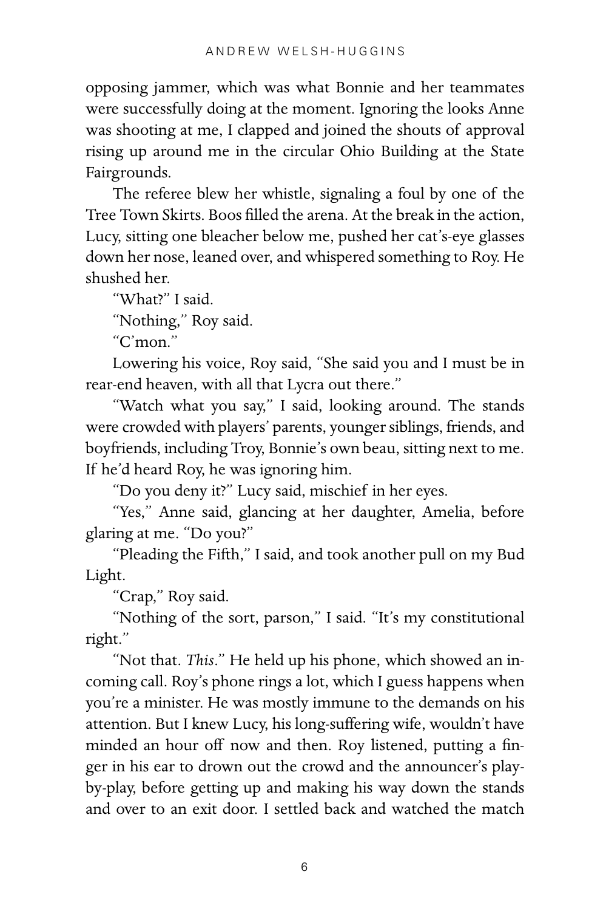opposing jammer, which was what Bonnie and her teammates were successfully doing at the moment. Ignoring the looks Anne was shooting at me, I clapped and joined the shouts of approval rising up around me in the circular Ohio Building at the State Fairgrounds.

The referee blew her whistle, signaling a foul by one of the Tree Town Skirts. Boos filled the arena. At the break in the action, Lucy, sitting one bleacher below me, pushed her cat's-eye glasses down her nose, leaned over, and whispered something to Roy. He shushed her.

"What?" I said.

"Nothing," Roy said.

"C'mon."

Lowering his voice, Roy said, "She said you and I must be in rear-end heaven, with all that Lycra out there."

"Watch what you say," I said, looking around. The stands were crowded with players' parents, younger siblings, friends, and boyfriends, including Troy, Bonnie's own beau, sitting next to me. If he'd heard Roy, he was ignoring him.

"Do you deny it?" Lucy said, mischief in her eyes.

"Yes," Anne said, glancing at her daughter, Amelia, before glaring at me. "Do you?"

"Pleading the Fifth," I said, and took another pull on my Bud Light.

"Crap," Roy said.

"Nothing of the sort, parson," I said. "It's my constitutional right."

"Not that. *This*." He held up his phone, which showed an incoming call. Roy's phone rings a lot, which I guess happens when you're a minister. He was mostly immune to the demands on his attention. But I knew Lucy, his long-suffering wife, wouldn't have minded an hour off now and then. Roy listened, putting a finger in his ear to drown out the crowd and the announcer's play-by-play, before getting up and making his way down the stands and over to an exit door. I settled back and watched the match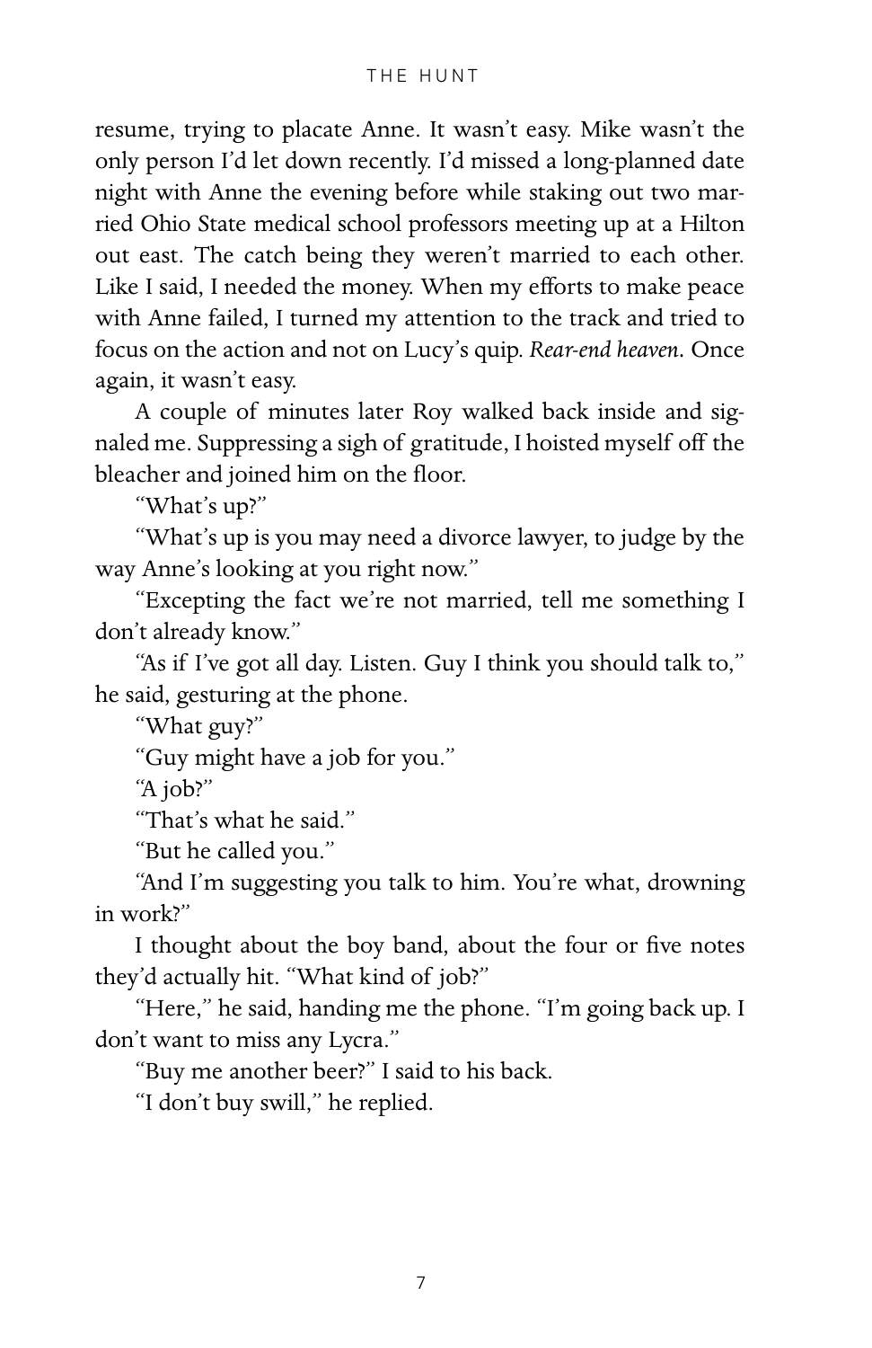resume, trying to placate Anne. It wasn't easy. Mike wasn't the only person I'd let down recently. I'd missed a long-planned date night with Anne the evening before while staking out two married Ohio State medical school professors meeting up at a Hilton out east. The catch being they weren't married to each other. Like I said, I needed the money. When my efforts to make peace with Anne failed, I turned my attention to the track and tried to focus on the action and not on Lucy's quip. *Rear-end heaven*. Once again, it wasn't easy.

A couple of minutes later Roy walked back inside and signaled me. Suppressing a sigh of gratitude, I hoisted myself off the bleacher and joined him on the floor.

"What's up?"

"What's up is you may need a divorce lawyer, to judge by the way Anne's looking at you right now."

"Excepting the fact we're not married, tell me something I don't already know."

"As if I've got all day. Listen. Guy I think you should talk to," he said, gesturing at the phone.

"What guy?"

"Guy might have a job for you."

"A job?"

"That's what he said."

"But he called you."

"And I'm suggesting you talk to him. You're what, drowning in work?"

I thought about the boy band, about the four or five notes they'd actually hit. "What kind of job?"

"Here," he said, handing me the phone. "I'm going back up. I don't want to miss any Lycra."

"Buy me another beer?" I said to his back.

"I don't buy swill," he replied.